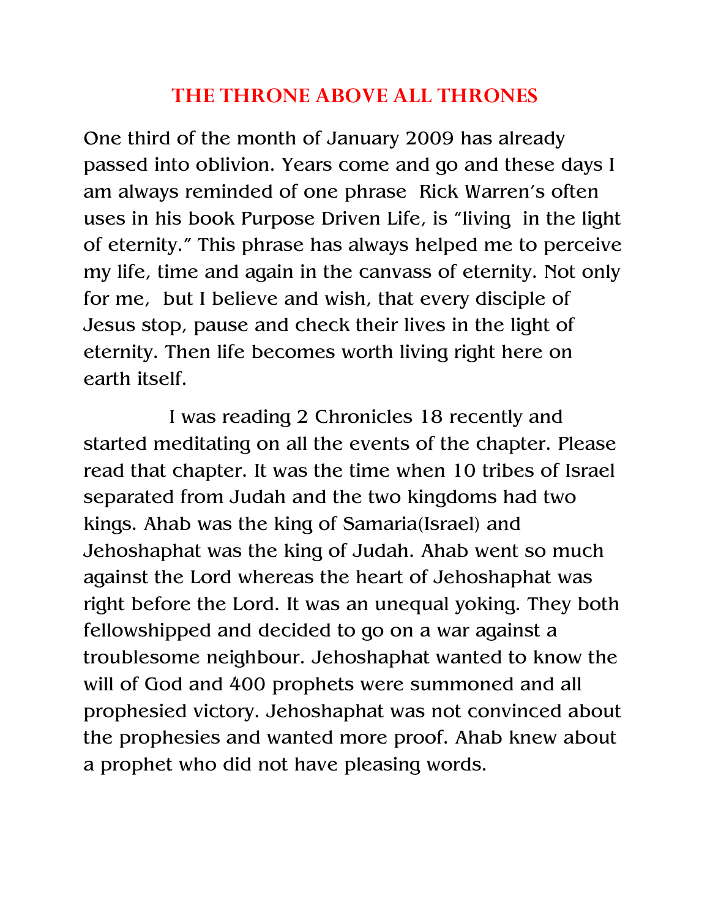# THE THRONE ABOVE ALL THRONES

One third of the month of January 2009 has already passed into oblivion. Years come and go and these days I am always reminded of one phrase Rick Warren's often uses in his book Purpose Driven Life, is "living in the light of eternity." This phrase has always helped me to perceive my life, time and again in the canvass of eternity. Not only for me, but I believe and wish, that every disciple of Jesus stop, pause and check their lives in the light of eternity. Then life becomes worth living right here on earth itself.

I was reading 2 Chronicles 18 recently and started meditating on all the events of the chapter. Please read that chapter. It was the time when 10 tribes of Israel separated from Judah and the two kingdoms had two kings. Ahab was the king of Samaria(Israel) and Jehoshaphat was the king of Judah. Ahab went so much against the Lord whereas the heart of Jehoshaphat was right before the Lord. It was an unequal yoking. They both fellowshipped and decided to go on a war against a troublesome neighbour. Jehoshaphat wanted to know the will of God and 400 prophets were summoned and all prophesied victory. Jehoshaphat was not convinced about the prophesies and wanted more proof. Ahab knew about a prophet who did not have pleasing words.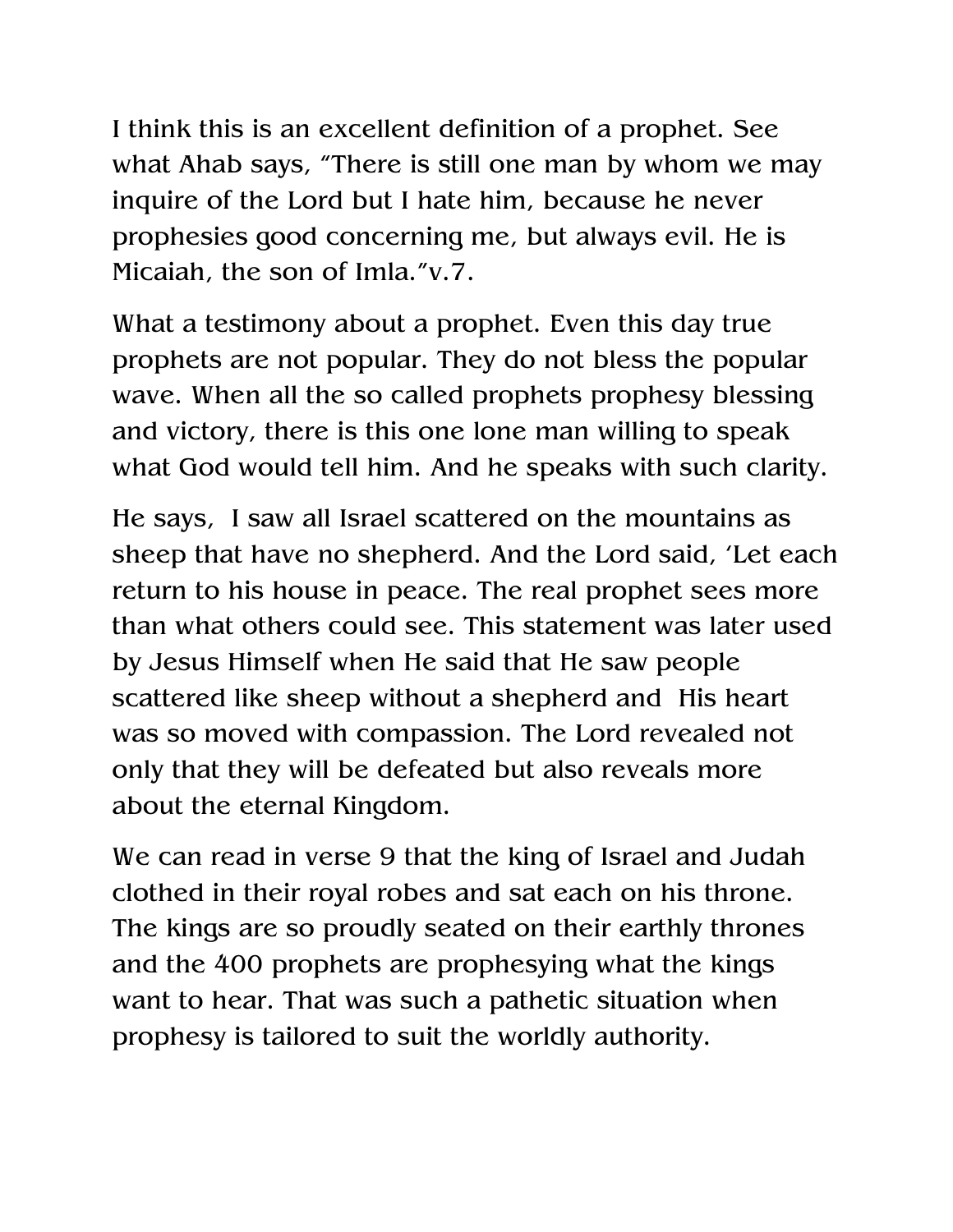I think this is an excellent definition of a prophet. See what Ahab says, "There is still one man by whom we may inquire of the Lord but I hate him, because he never prophesies good concerning me, but always evil. He is Micaiah, the son of Imla."v.7.

What a testimony about a prophet. Even this day true prophets are not popular. They do not bless the popular wave. When all the so called prophets prophesy blessing and victory, there is this one lone man willing to speak what God would tell him. And he speaks with such clarity.

He says,  I saw all Israel scattered on the mountains as sheep that have no shepherd. And the Lord said, 'Let each return to his house in peace. The real prophet sees more than what others could see. This statement was later used by Jesus Himself when He said that He saw people scattered like sheep without a shepherd and  His heart was so moved with compassion. The Lord revealed not only that they will be defeated but also reveals more about the eternal Kingdom.

We can read in verse 9 that the king of Israel and Judah clothed in their royal robes and sat each on his throne. The kings are so proudly seated on their earthly thrones and the 400 prophets are prophesying what the kings want to hear. That was such a pathetic situation when prophesy is tailored to suit the worldly authority.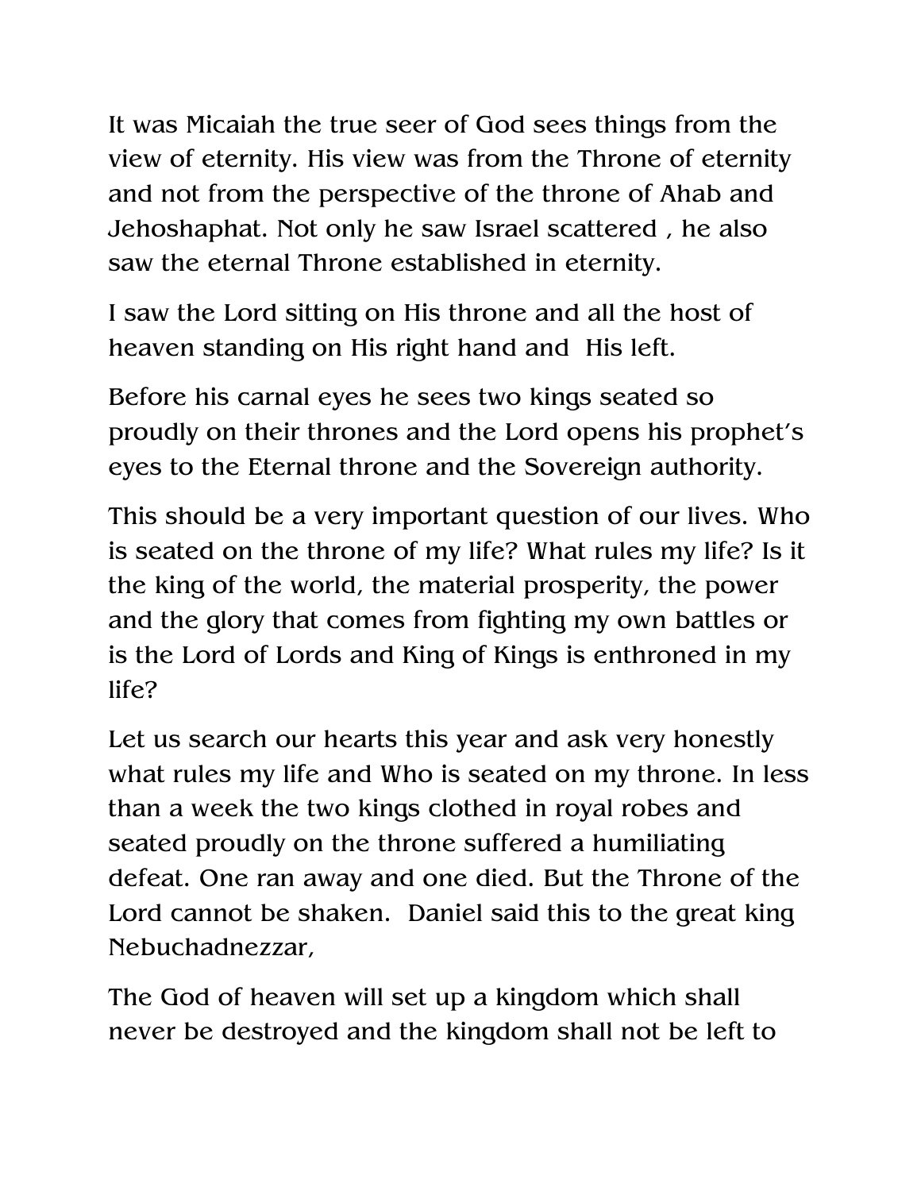It was Micaiah the true seer of God sees things from the view of eternity. His view was from the Throne of eternity and not from the perspective of the throne of Ahab and Jehoshaphat. Not only he saw Israel scattered , he also saw the eternal Throne established in eternity.

I saw the Lord sitting on His throne and all the host of heaven standing on His right hand and His left.

Before his carnal eyes he sees two kings seated so proudly on their thrones and the Lord opens his prophet's eyes to the Eternal throne and the Sovereign authority.

This should be a very important question of our lives. Who is seated on the throne of my life? What rules my life? Is it the king of the world, the material prosperity, the power and the glory that comes from fighting my own battles or is the Lord of Lords and King of Kings is enthroned in my life?

Let us search our hearts this year and ask very honestly what rules my life and Who is seated on my throne. In less than a week the two kings clothed in royal robes and seated proudly on the throne suffered a humiliating defeat. One ran away and one died. But the Throne of the Lord cannot be shaken. Daniel said this to the great king Nebuchadnezzar,

The God of heaven will set up a kingdom which shall never be destroyed and the kingdom shall not be left to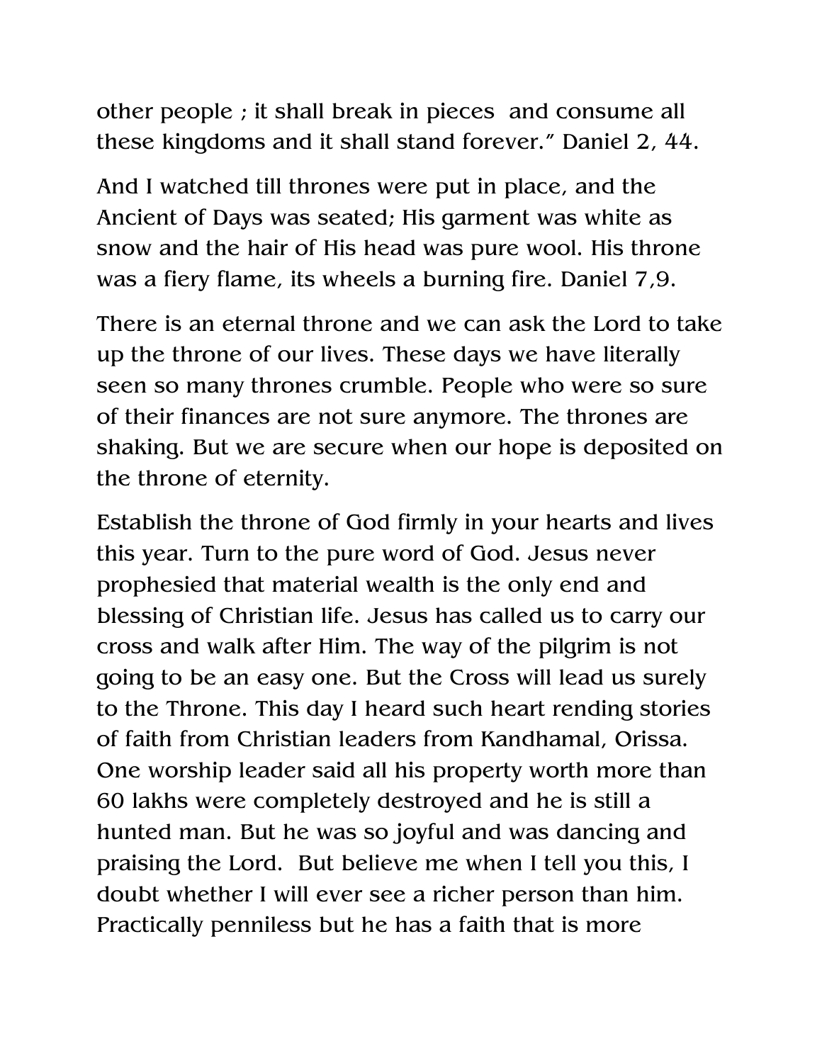other people ; it shall break in pieces and consume all these kingdoms and it shall stand forever." Daniel 2, 44.

And I watched till thrones were put in place, and the Ancient of Days was seated; His garment was white as snow and the hair of His head was pure wool. His throne was a fiery flame, its wheels a burning fire. Daniel 7,9.

There is an eternal throne and we can ask the Lord to take up the throne of our lives. These days we have literally seen so many thrones crumble. People who were so sure of their finances are not sure anymore. The thrones are shaking. But we are secure when our hope is deposited on the throne of eternity.

Establish the throne of God firmly in your hearts and lives this year. Turn to the pure word of God. Jesus never prophesied that material wealth is the only end and blessing of Christian life. Jesus has called us to carry our cross and walk after Him. The way of the pilgrim is not going to be an easy one. But the Cross will lead us surely to the Throne. This day I heard such heart rending stories of faith from Christian leaders from Kandhamal, Orissa. One worship leader said all his property worth more than 60 lakhs were completely destroyed and he is still a hunted man. But he was so joyful and was dancing and praising the Lord. But believe me when I tell you this, I doubt whether I will ever see a richer person than him. Practically penniless but he has a faith that is more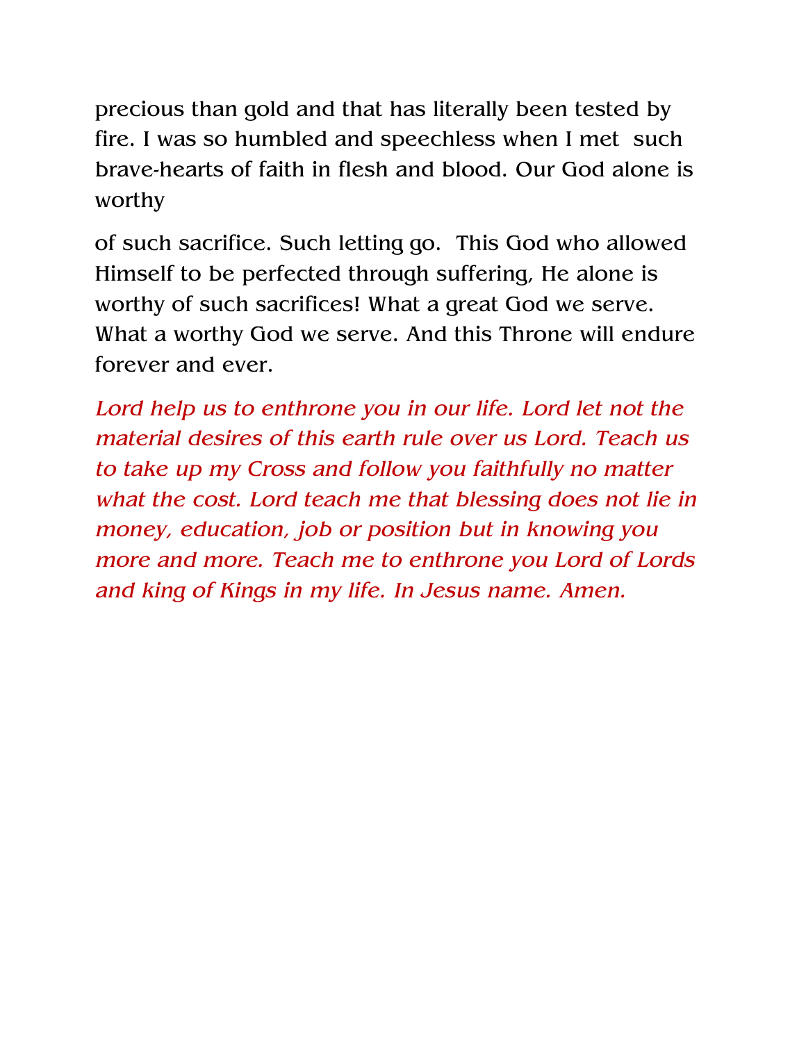precious than gold and that has literally been tested by fire. I was so humbled and speechless when I met such brave-hearts of faith in flesh and blood. Our God alone is worthy

of such sacrifice. Such letting go. This God who allowed Himself to be perfected through suffering, He alone is worthy of such sacrifices! What a great God we serve. What a worthy God we serve. And this Throne will endure forever and ever.

*Lord help us to enthrone you in our life. Lord let not the material desires of this earth rule over us Lord. Teach us to take up my Cross and follow you faithfully no matter what the cost. Lord teach me that blessing does not lie in money, education, job or position but in knowing you more and more. Teach me to enthrone you Lord of Lords and king of Kings in my life. In Jesus name. Amen.*